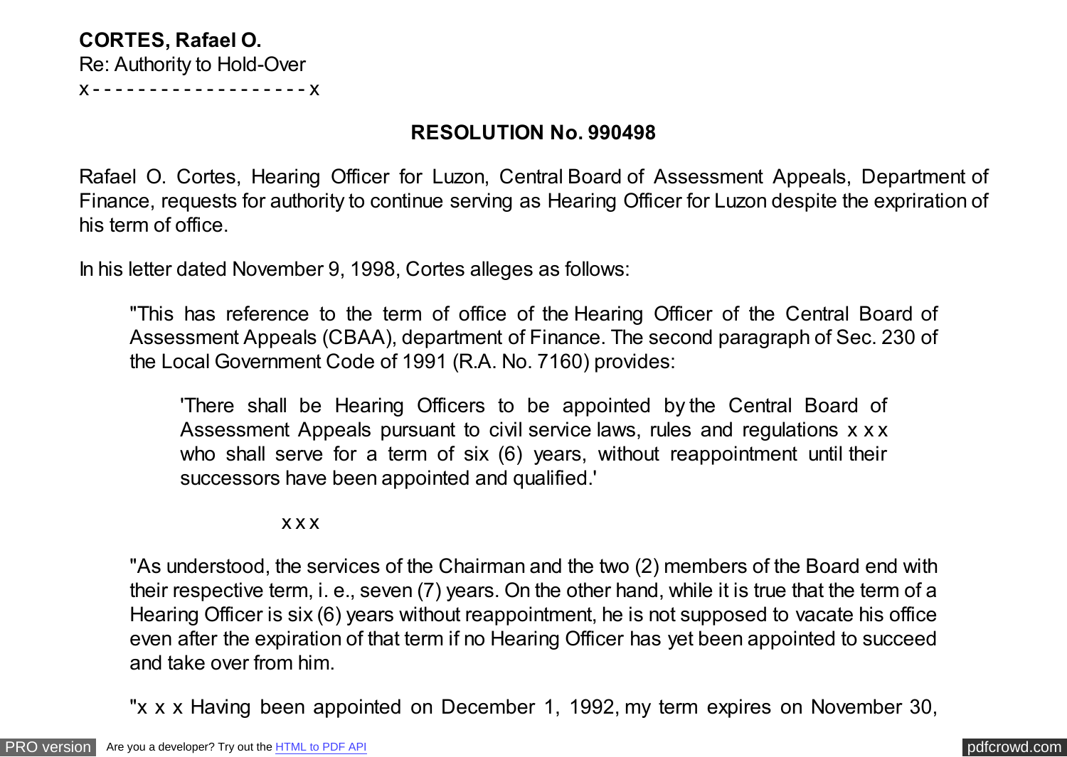**CORTES, Rafael O.**
Re: Authority to Hold-Over
x - - - - - - - - - - - - - - - - - - - x

## RESOLUTION No. 990498

Rafael O. Cortes, Hearing Officer for Luzon, Central Board of Assessment Appeals, Department of Finance, requests for authority to continue serving as Hearing Officer for Luzon despite the expriration of his term of office.

In his letter dated November 9, 1998, Cortes alleges as follows:

> "This has reference to the term of office of the Hearing Officer of the Central Board of Assessment Appeals (CBAA), department of Finance. The second paragraph of Sec. 230 of the Local Government Code of 1991 (R.A. No. 7160) provides:
>
> > 'There shall be Hearing Officers to be appointed by the Central Board of Assessment Appeals pursuant to civil service laws, rules and regulations x x x who shall serve for a term of six (6) years, without reappointment until their successors have been appointed and qualified.'
>
> x x x
>
> "As understood, the services of the Chairman and the two (2) members of the Board end with their respective term, i. e., seven (7) years. On the other hand, while it is true that the term of a Hearing Officer is six (6) years without reappointment, he is not supposed to vacate his office even after the expiration of that term if no Hearing Officer has yet been appointed to succeed and take over from him.
>
> "x x x Having been appointed on December 1, 1992, my term expires on November 30,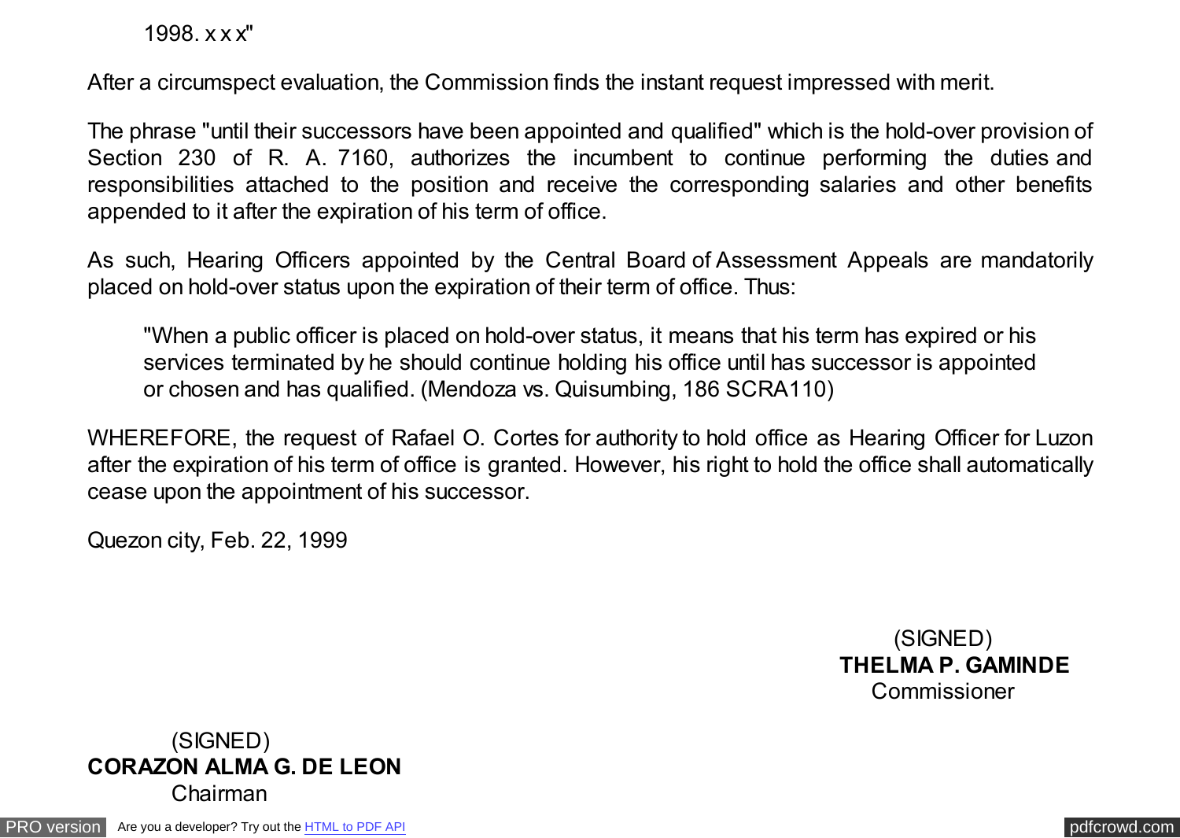1998. x x x"

After a circumspect evaluation, the Commission finds the instant request impressed with merit.

The phrase "until their successors have been appointed and qualified" which is the hold-over provision of Section 230 of R. A. 7160, authorizes the incumbent to continue performing the duties and responsibilities attached to the position and receive the corresponding salaries and other benefits appended to it after the expiration of his term of office.

As such, Hearing Officers appointed by the Central Board of Assessment Appeals are mandatorily placed on hold-over status upon the expiration of their term of office. Thus:

> "When a public officer is placed on hold-over status, it means that his term has expired or his services terminated by he should continue holding his office until has successor is appointed or chosen and has qualified. (Mendoza vs. Quisumbing, 186 SCRA110)

WHEREFORE, the request of Rafael O. Cortes for authority to hold office as Hearing Officer for Luzon after the expiration of his term of office is granted. However, his right to hold the office shall automatically cease upon the appointment of his successor.

Quezon city, Feb. 22, 1999

(SIGNED)
**THELMA P. GAMINDE**
Commissioner

(SIGNED)
**CORAZON ALMA G. DE LEON**
Chairman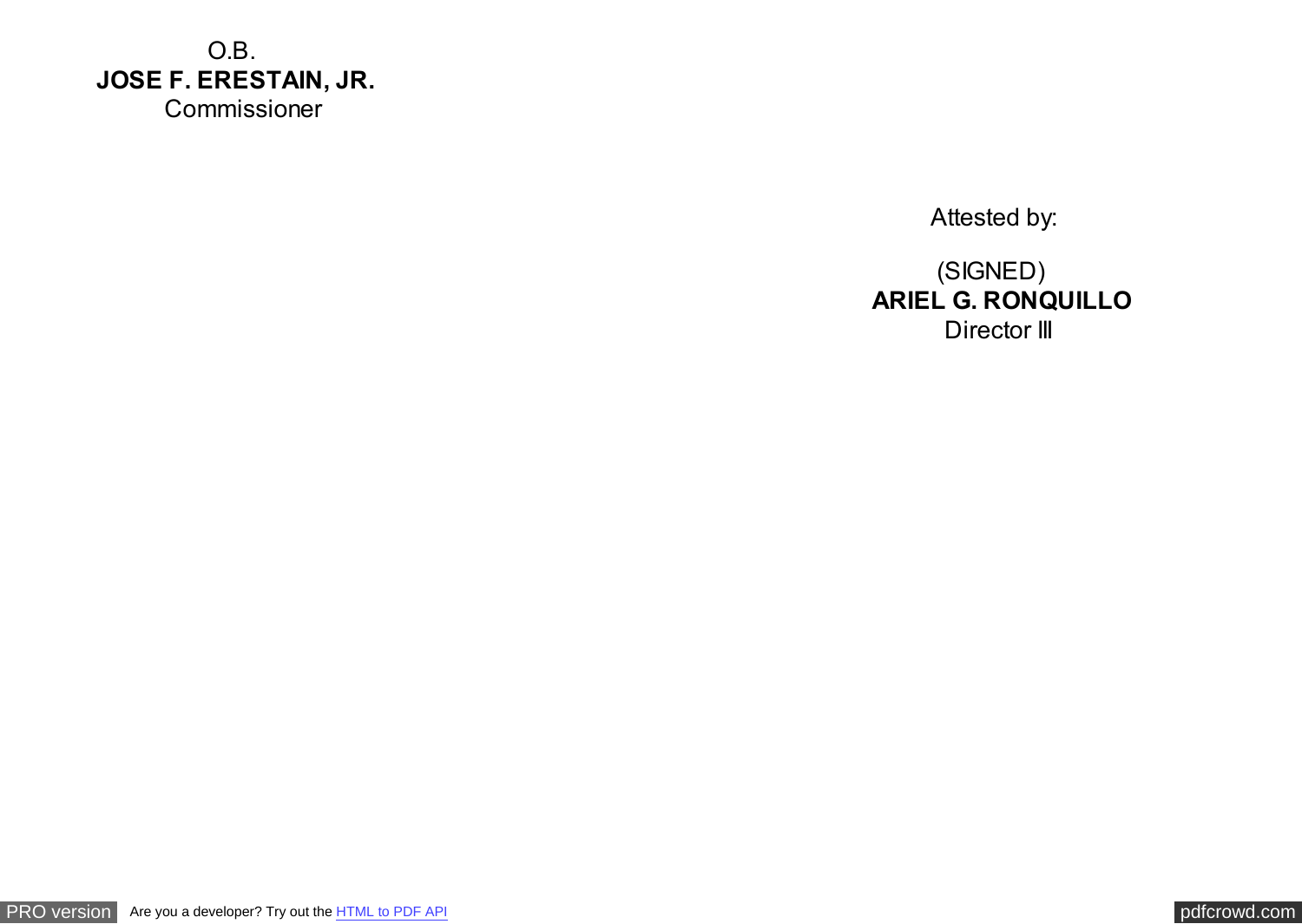O.B.
**JOSE F. ERESTAIN, JR.**
Commissioner

Attested by:

(SIGNED)
**ARIEL G. RONQUILLO**
Director III